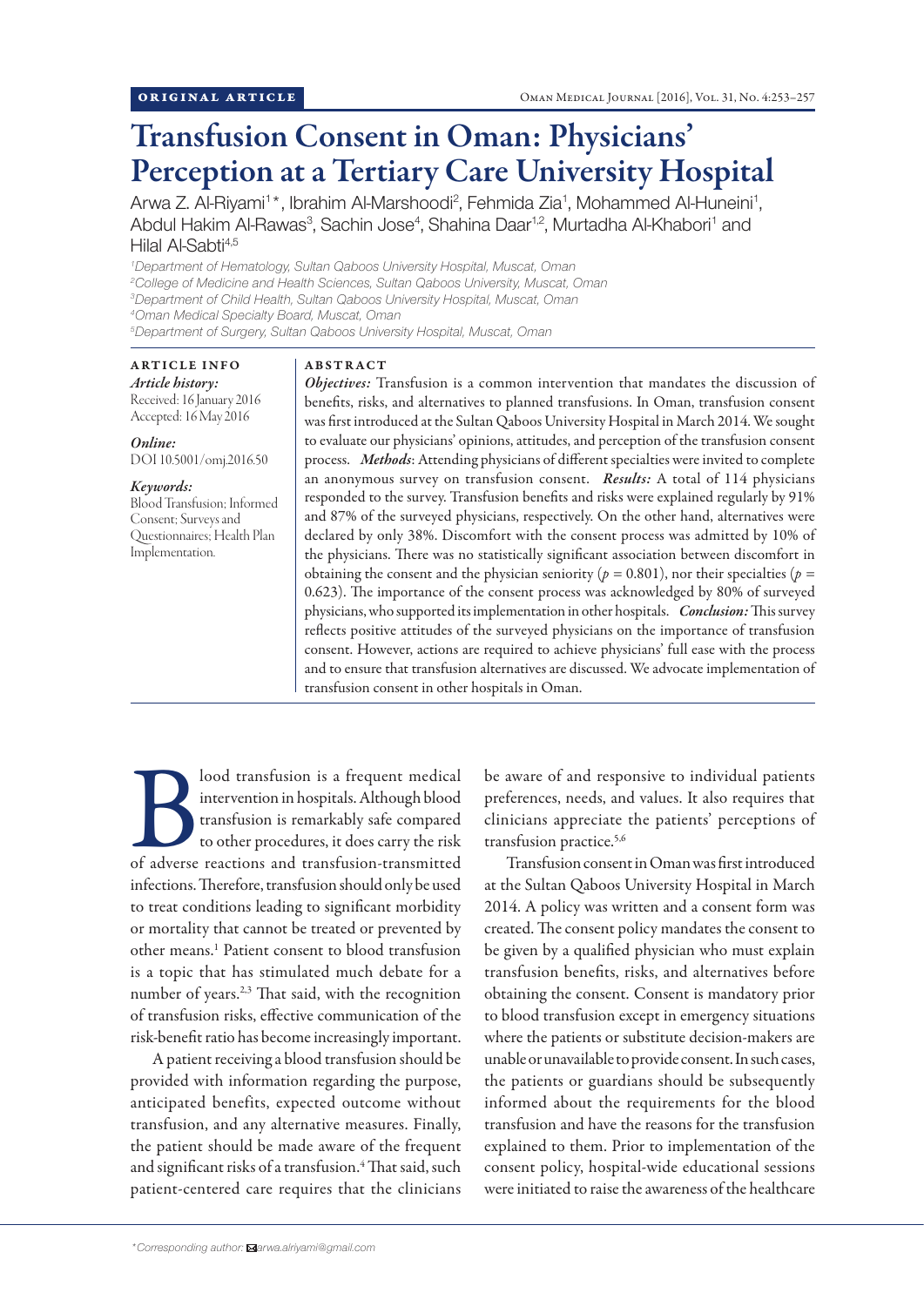ORIGINAL ARTICLE

# Transfusion Consent in Oman: Physicians' Perception at a Tertiary Care University Hospital

Arwa Z. Al-Riyami[1]*, Ibrahim Al-Marshoodi[2], Fehmida Zia[1], Mohammed Al-Huneini[1], Abdul Hakim Al-Rawas[3], Sachin Jose[4], Shahina Daar[1,2], Murtadha Al-Khabori[1] and Hilal Al-Sabti[4,5]

*[1]Department of Hematology, Sultan Qaboos University Hospital, Muscat, Oman*
*[2]College of Medicine and Health Sciences, Sultan Qaboos University, Muscat, Oman*
*[3]Department of Child Health, Sultan Qaboos University Hospital, Muscat, Oman*
*[4]Oman Medical Specialty Board, Muscat, Oman*
*[5]Department of Surgery, Sultan Qaboos University Hospital, Muscat, Oman*

## ARTICLE INFO

*Article history:*
Received: 16 January 2016
Accepted: 16 May 2016

*Online:*
DOI 10.5001/omj.2016.50

*Keywords:*
Blood Transfusion; Informed Consent; Surveys and Questionnaires; Health Plan Implementation.

## ABSTRACT

***Objectives:*** Transfusion is a common intervention that mandates the discussion of benefits, risks, and alternatives to planned transfusions. In Oman, transfusion consent was first introduced at the Sultan Qaboos University Hospital in March 2014. We sought to evaluate our physicians' opinions, attitudes, and perception of the transfusion consent process. ***Methods***: Attending physicians of different specialties were invited to complete an anonymous survey on transfusion consent. ***Results:*** A total of 114 physicians responded to the survey. Transfusion benefits and risks were explained regularly by 91% and 87% of the surveyed physicians, respectively. On the other hand, alternatives were declared by only 38%. Discomfort with the consent process was admitted by 10% of the physicians. There was no statistically significant association between discomfort in obtaining the consent and the physician seniority ($p = 0.801$), nor their specialties ($p = 0.623$). The importance of the consent process was acknowledged by 80% of surveyed physicians, who supported its implementation in other hospitals. ***Conclusion:*** This survey reflects positive attitudes of the surveyed physicians on the importance of transfusion consent. However, actions are required to achieve physicians' full ease with the process and to ensure that transfusion alternatives are discussed. We advocate implementation of transfusion consent in other hospitals in Oman.

Blood transfusion is a frequent medical intervention in hospitals. Although blood transfusion is remarkably safe compared to other procedures, it does carry the risk of adverse reactions and transfusion-transmitted infections. Therefore, transfusion should only be used to treat conditions leading to significant morbidity or mortality that cannot be treated or prevented by other means.[1] Patient consent to blood transfusion is a topic that has stimulated much debate for a number of years.[2,3] That said, with the recognition of transfusion risks, effective communication of the risk-benefit ratio has become increasingly important.

A patient receiving a blood transfusion should be provided with information regarding the purpose, anticipated benefits, expected outcome without transfusion, and any alternative measures. Finally, the patient should be made aware of the frequent and significant risks of a transfusion.[4] That said, such patient-centered care requires that the clinicians be aware of and responsive to individual patients preferences, needs, and values. It also requires that clinicians appreciate the patients' perceptions of transfusion practice.[5,6]

Transfusion consent in Oman was first introduced at the Sultan Qaboos University Hospital in March 2014. A policy was written and a consent form was created. The consent policy mandates the consent to be given by a qualified physician who must explain transfusion benefits, risks, and alternatives before obtaining the consent. Consent is mandatory prior to blood transfusion except in emergency situations where the patients or substitute decision-makers are unable or unavailable to provide consent. In such cases, the patients or guardians should be subsequently informed about the requirements for the blood transfusion and have the reasons for the transfusion explained to them. Prior to implementation of the consent policy, hospital-wide educational sessions were initiated to raise the awareness of the healthcare

*\*Corresponding author: arwa.alriyami@gmail.com*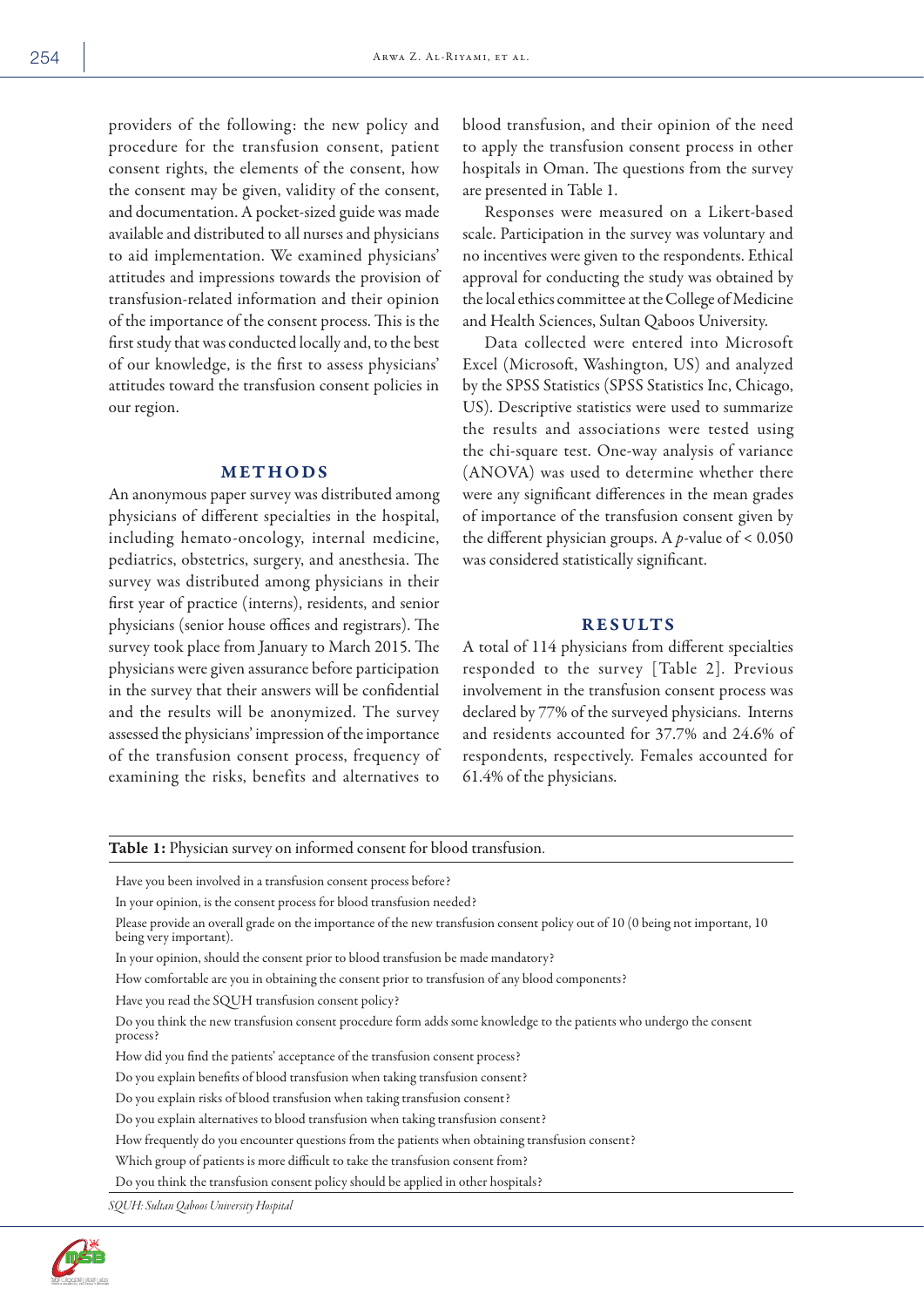providers of the following: the new policy and procedure for the transfusion consent, patient consent rights, the elements of the consent, how the consent may be given, validity of the consent, and documentation. A pocket-sized guide was made available and distributed to all nurses and physicians to aid implementation. We examined physicians' attitudes and impressions towards the provision of transfusion-related information and their opinion of the importance of the consent process. This is the first study that was conducted locally and, to the best of our knowledge, is the first to assess physicians' attitudes toward the transfusion consent policies in our region.

## METHODS

An anonymous paper survey was distributed among physicians of different specialties in the hospital, including hemato-oncology, internal medicine, pediatrics, obstetrics, surgery, and anesthesia. The survey was distributed among physicians in their first year of practice (interns), residents, and senior physicians (senior house offices and registrars). The survey took place from January to March 2015. The physicians were given assurance before participation in the survey that their answers will be confidential and the results will be anonymized. The survey assessed the physicians' impression of the importance of the transfusion consent process, frequency of examining the risks, benefits and alternatives to blood transfusion, and their opinion of the need to apply the transfusion consent process in other hospitals in Oman. The questions from the survey are presented in Table 1.

Responses were measured on a Likert-based scale. Participation in the survey was voluntary and no incentives were given to the respondents. Ethical approval for conducting the study was obtained by the local ethics committee at the College of Medicine and Health Sciences, Sultan Qaboos University.

Data collected were entered into Microsoft Excel (Microsoft, Washington, US) and analyzed by the SPSS Statistics (SPSS Statistics Inc, Chicago, US). Descriptive statistics were used to summarize the results and associations were tested using the chi-square test. One-way analysis of variance (ANOVA) was used to determine whether there were any significant differences in the mean grades of importance of the transfusion consent given by the different physician groups. A $p$-value of $< 0.050$ was considered statistically significant.

## RESULTS

A total of 114 physicians from different specialties responded to the survey [Table 2]. Previous involvement in the transfusion consent process was declared by 77% of the surveyed physicians. Interns and residents accounted for 37.7% and 24.6% of respondents, respectively. Females accounted for 61.4% of the physicians.

**Table 1:** Physician survey on informed consent for blood transfusion.

| |
|---|
| Have you been involved in a transfusion consent process before? |
| In your opinion, is the consent process for blood transfusion needed? |
| Please provide an overall grade on the importance of the new transfusion consent policy out of 10 (0 being not important, 10 being very important). |
| In your opinion, should the consent prior to blood transfusion be made mandatory? |
| How comfortable are you in obtaining the consent prior to transfusion of any blood components? |
| Have you read the SQUH transfusion consent policy? |
| Do you think the new transfusion consent procedure form adds some knowledge to the patients who undergo the consent process? |
| How did you find the patients' acceptance of the transfusion consent process? |
| Do you explain benefits of blood transfusion when taking transfusion consent? |
| Do you explain risks of blood transfusion when taking transfusion consent? |
| Do you explain alternatives to blood transfusion when taking transfusion consent? |
| How frequently do you encounter questions from the patients when obtaining transfusion consent? |
| Which group of patients is more difficult to take the transfusion consent from? |
| Do you think the transfusion consent policy should be applied in other hospitals? |

*SQUH: Sultan Qaboos University Hospital*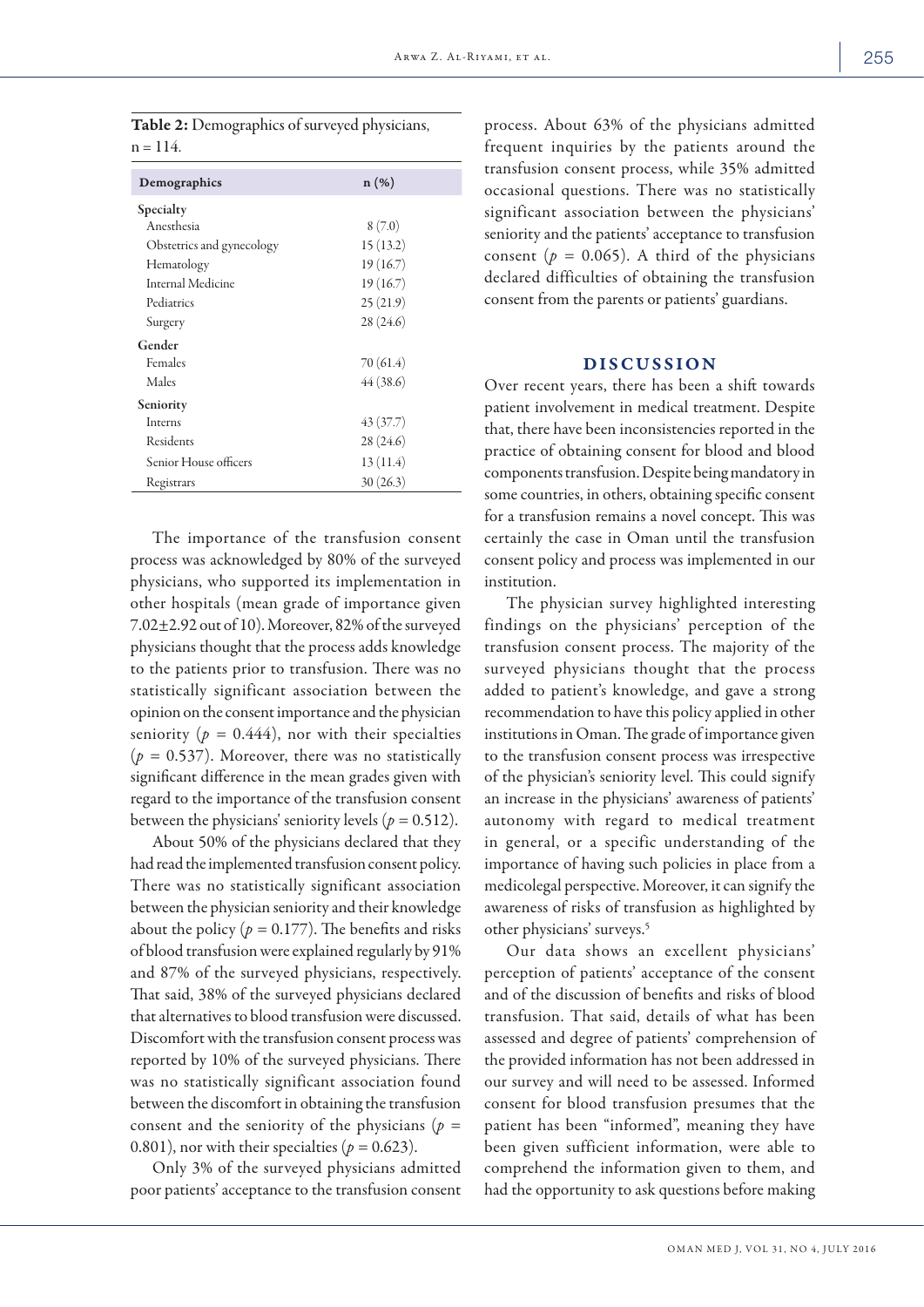**Table 2:** Demographics of surveyed physicians, n = 114.

| Demographics | n (%) |
|---|---|
| **Specialty** | |
| Anesthesia | 8 (7.0) |
| Obstetrics and gynecology | 15 (13.2) |
| Hematology | 19 (16.7) |
| Internal Medicine | 19 (16.7) |
| Pediatrics | 25 (21.9) |
| Surgery | 28 (24.6) |
| **Gender** | |
| Females | 70 (61.4) |
| Males | 44 (38.6) |
| **Seniority** | |
| Interns | 43 (37.7) |
| Residents | 28 (24.6) |
| Senior House officers | 13 (11.4) |
| Registrars | 30 (26.3) |

The importance of the transfusion consent process was acknowledged by 80% of the surveyed physicians, who supported its implementation in other hospitals (mean grade of importance given 7.02±2.92 out of 10). Moreover, 82% of the surveyed physicians thought that the process adds knowledge to the patients prior to transfusion. There was no statistically significant association between the opinion on the consent importance and the physician seniority ($p = 0.444$), nor with their specialties ($p = 0.537$). Moreover, there was no statistically significant difference in the mean grades given with regard to the importance of the transfusion consent between the physicians' seniority levels ($p = 0.512$).

About 50% of the physicians declared that they had read the implemented transfusion consent policy. There was no statistically significant association between the physician seniority and their knowledge about the policy ($p = 0.177$). The benefits and risks of blood transfusion were explained regularly by 91% and 87% of the surveyed physicians, respectively. That said, 38% of the surveyed physicians declared that alternatives to blood transfusion were discussed. Discomfort with the transfusion consent process was reported by 10% of the surveyed physicians. There was no statistically significant association found between the discomfort in obtaining the transfusion consent and the seniority of the physicians ($p = 0.801$), nor with their specialties ($p = 0.623$).

Only 3% of the surveyed physicians admitted poor patients' acceptance to the transfusion consent process. About 63% of the physicians admitted frequent inquiries by the patients around the transfusion consent process, while 35% admitted occasional questions. There was no statistically significant association between the physicians' seniority and the patients' acceptance to transfusion consent ($p = 0.065$). A third of the physicians declared difficulties of obtaining the transfusion consent from the parents or patients' guardians.

## DISCUSSION

Over recent years, there has been a shift towards patient involvement in medical treatment. Despite that, there have been inconsistencies reported in the practice of obtaining consent for blood and blood components transfusion. Despite being mandatory in some countries, in others, obtaining specific consent for a transfusion remains a novel concept. This was certainly the case in Oman until the transfusion consent policy and process was implemented in our institution.

The physician survey highlighted interesting findings on the physicians' perception of the transfusion consent process. The majority of the surveyed physicians thought that the process added to patient's knowledge, and gave a strong recommendation to have this policy applied in other institutions in Oman. The grade of importance given to the transfusion consent process was irrespective of the physician's seniority level. This could signify an increase in the physicians' awareness of patients' autonomy with regard to medical treatment in general, or a specific understanding of the importance of having such policies in place from a medicolegal perspective. Moreover, it can signify the awareness of risks of transfusion as highlighted by other physicians' surveys.[5]

Our data shows an excellent physicians' perception of patients' acceptance of the consent and of the discussion of benefits and risks of blood transfusion. That said, details of what has been assessed and degree of patients' comprehension of the provided information has not been addressed in our survey and will need to be assessed. Informed consent for blood transfusion presumes that the patient has been "informed", meaning they have been given sufficient information, were able to comprehend the information given to them, and had the opportunity to ask questions before making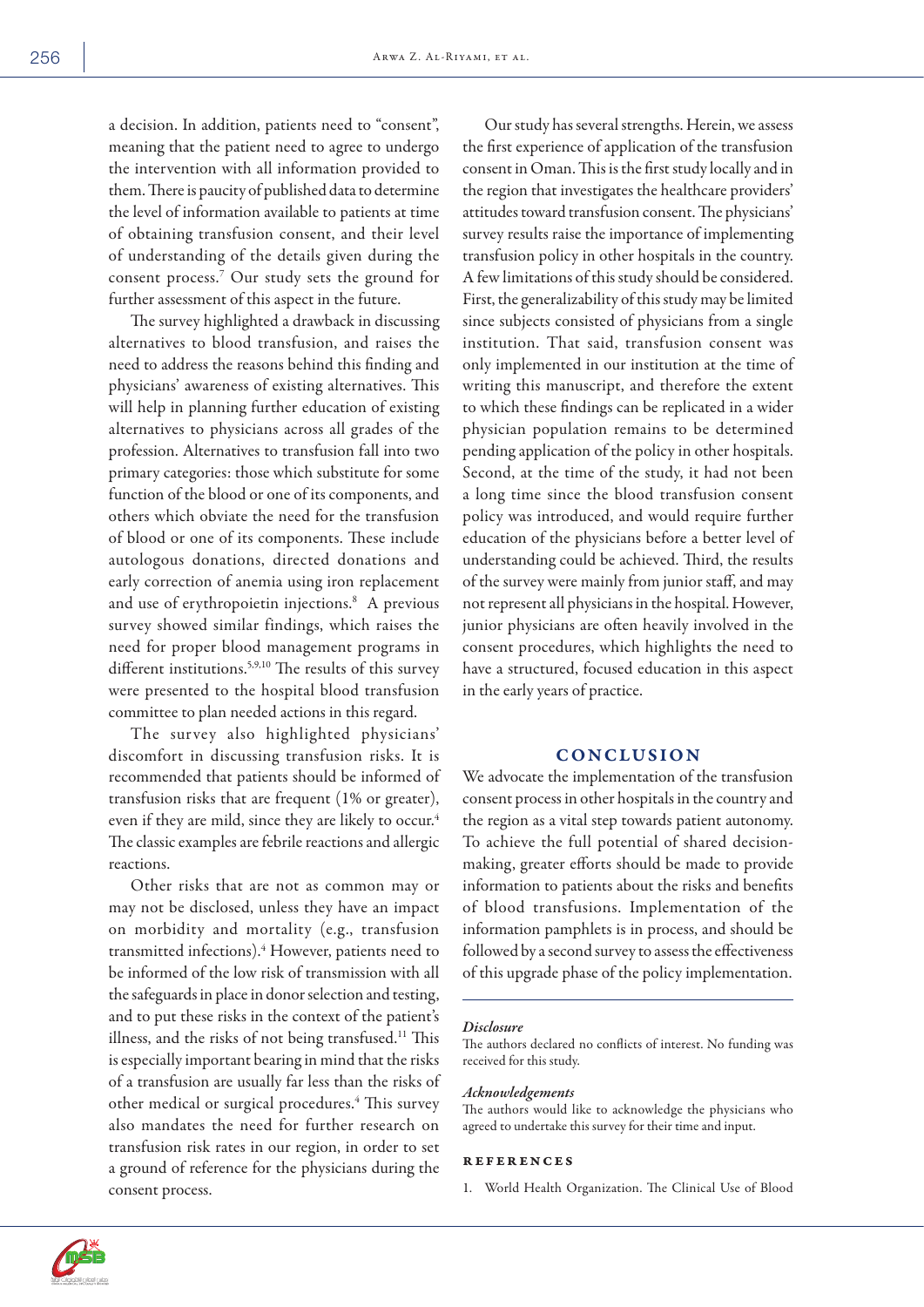a decision. In addition, patients need to "consent", meaning that the patient need to agree to undergo the intervention with all information provided to them. There is paucity of published data to determine the level of information available to patients at time of obtaining transfusion consent, and their level of understanding of the details given during the consent process.[7] Our study sets the ground for further assessment of this aspect in the future.

The survey highlighted a drawback in discussing alternatives to blood transfusion, and raises the need to address the reasons behind this finding and physicians' awareness of existing alternatives. This will help in planning further education of existing alternatives to physicians across all grades of the profession. Alternatives to transfusion fall into two primary categories: those which substitute for some function of the blood or one of its components, and others which obviate the need for the transfusion of blood or one of its components. These include autologous donations, directed donations and early correction of anemia using iron replacement and use of erythropoietin injections.[8] A previous survey showed similar findings, which raises the need for proper blood management programs in different institutions.[5,9,10] The results of this survey were presented to the hospital blood transfusion committee to plan needed actions in this regard.

The survey also highlighted physicians' discomfort in discussing transfusion risks. It is recommended that patients should be informed of transfusion risks that are frequent (1% or greater), even if they are mild, since they are likely to occur.[4] The classic examples are febrile reactions and allergic reactions.

Other risks that are not as common may or may not be disclosed, unless they have an impact on morbidity and mortality (e.g., transfusion transmitted infections).[4] However, patients need to be informed of the low risk of transmission with all the safeguards in place in donor selection and testing, and to put these risks in the context of the patient's illness, and the risks of not being transfused.[11] This is especially important bearing in mind that the risks of a transfusion are usually far less than the risks of other medical or surgical procedures.[4] This survey also mandates the need for further research on transfusion risk rates in our region, in order to set a ground of reference for the physicians during the consent process.

Our study has several strengths. Herein, we assess the first experience of application of the transfusion consent in Oman. This is the first study locally and in the region that investigates the healthcare providers' attitudes toward transfusion consent. The physicians' survey results raise the importance of implementing transfusion policy in other hospitals in the country. A few limitations of this study should be considered. First, the generalizability of this study may be limited since subjects consisted of physicians from a single institution. That said, transfusion consent was only implemented in our institution at the time of writing this manuscript, and therefore the extent to which these findings can be replicated in a wider physician population remains to be determined pending application of the policy in other hospitals. Second, at the time of the study, it had not been a long time since the blood transfusion consent policy was introduced, and would require further education of the physicians before a better level of understanding could be achieved. Third, the results of the survey were mainly from junior staff, and may not represent all physicians in the hospital. However, junior physicians are often heavily involved in the consent procedures, which highlights the need to have a structured, focused education in this aspect in the early years of practice.

## CONCLUSION

We advocate the implementation of the transfusion consent process in other hospitals in the country and the region as a vital step towards patient autonomy. To achieve the full potential of shared decision-making, greater efforts should be made to provide information to patients about the risks and benefits of blood transfusions. Implementation of the information pamphlets is in process, and should be followed by a second survey to assess the effectiveness of this upgrade phase of the policy implementation.

### *Disclosure*

The authors declared no conflicts of interest. No funding was received for this study.

### *Acknowledgements*

The authors would like to acknowledge the physicians who agreed to undertake this survey for their time and input.

## REFERENCES

1. World Health Organization. The Clinical Use of Blood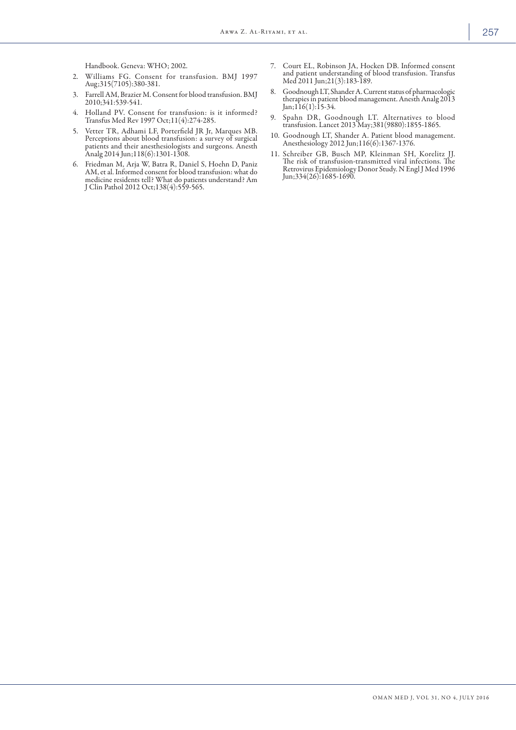Handbook. Geneva: WHO; 2002.

2. Williams FG. Consent for transfusion. BMJ 1997 Aug;315(7105):380-381.
3. Farrell AM, Brazier M. Consent for blood transfusion. BMJ 2010;341:539-541.
4. Holland PV. Consent for transfusion: is it informed? Transfus Med Rev 1997 Oct;11(4):274-285.
5. Vetter TR, Adhami LF, Porterfield JR Jr, Marques MB. Perceptions about blood transfusion: a survey of surgical patients and their anesthesiologists and surgeons. Anesth Analg 2014 Jun;118(6):1301-1308.
6. Friedman M, Arja W, Batra R, Daniel S, Hoehn D, Paniz AM, et al. Informed consent for blood transfusion: what do medicine residents tell? What do patients understand? Am J Clin Pathol 2012 Oct;138(4):559-565.
7. Court EL, Robinson JA, Hocken DB. Informed consent and patient understanding of blood transfusion. Transfus Med 2011 Jun;21(3):183-189.
8. Goodnough LT, Shander A. Current status of pharmacologic therapies in patient blood management. Anesth Analg 2013 Jan;116(1):15-34.
9. Spahn DR, Goodnough LT. Alternatives to blood transfusion. Lancet 2013 May;381(9880):1855-1865.
10. Goodnough LT, Shander A. Patient blood management. Anesthesiology 2012 Jun;116(6):1367-1376.
11. Schreiber GB, Busch MP, Kleinman SH, Korelitz JJ. The risk of transfusion-transmitted viral infections. The Retrovirus Epidemiology Donor Study. N Engl J Med 1996 Jun;334(26):1685-1690.